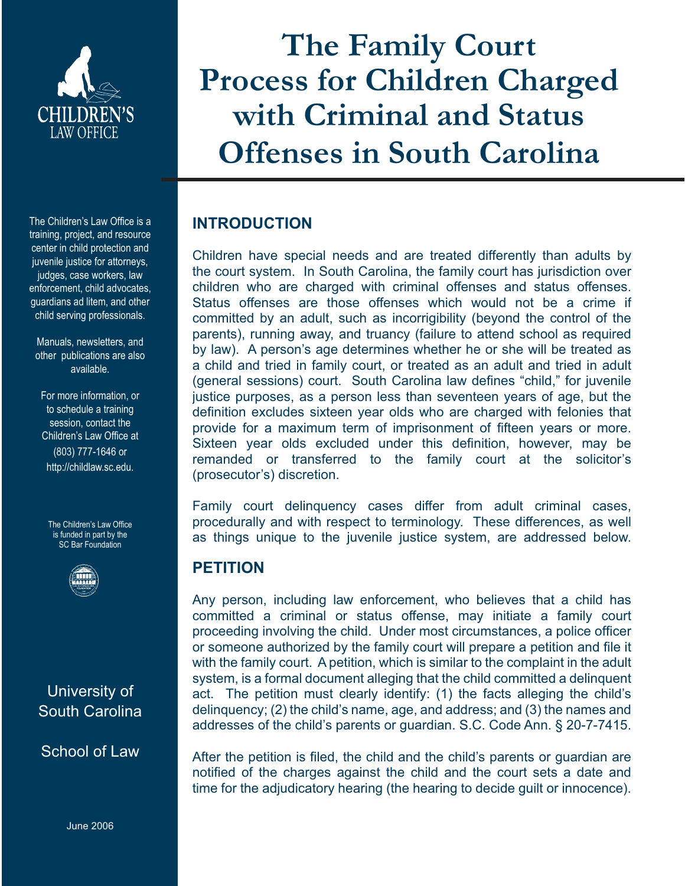CHILDREN'S
LAW OFFICE

The Children's Law Office is a training, project, and resource center in child protection and juvenile justice for attorneys, judges, case workers, law enforcement, child advocates, guardians ad litem, and other child serving professionals.

Manuals, newsletters, and other publications are also available.

For more information, or to schedule a training session, contact the Children's Law Office at (803) 777-1646 or http://childlaw.sc.edu.

The Children's Law Office is funded in part by the SC Bar Foundation

University of South Carolina

School of Law

June 2006

# The Family Court Process for Children Charged with Criminal and Status Offenses in South Carolina

## INTRODUCTION

Children have special needs and are treated differently than adults by the court system. In South Carolina, the family court has jurisdiction over children who are charged with criminal offenses and status offenses. Status offenses are those offenses which would not be a crime if committed by an adult, such as incorrigibility (beyond the control of the parents), running away, and truancy (failure to attend school as required by law). A person's age determines whether he or she will be treated as a child and tried in family court, or treated as an adult and tried in adult (general sessions) court. South Carolina law defines "child," for juvenile justice purposes, as a person less than seventeen years of age, but the definition excludes sixteen year olds who are charged with felonies that provide for a maximum term of imprisonment of fifteen years or more. Sixteen year olds excluded under this definition, however, may be remanded or transferred to the family court at the solicitor's (prosecutor's) discretion.

Family court delinquency cases differ from adult criminal cases, procedurally and with respect to terminology. These differences, as well as things unique to the juvenile justice system, are addressed below.

## PETITION

Any person, including law enforcement, who believes that a child has committed a criminal or status offense, may initiate a family court proceeding involving the child. Under most circumstances, a police officer or someone authorized by the family court will prepare a petition and file it with the family court. A petition, which is similar to the complaint in the adult system, is a formal document alleging that the child committed a delinquent act. The petition must clearly identify: (1) the facts alleging the child's delinquency; (2) the child's name, age, and address; and (3) the names and addresses of the child's parents or guardian. S.C. Code Ann. § 20-7-7415.

After the petition is filed, the child and the child's parents or guardian are notified of the charges against the child and the court sets a date and time for the adjudicatory hearing (the hearing to decide guilt or innocence).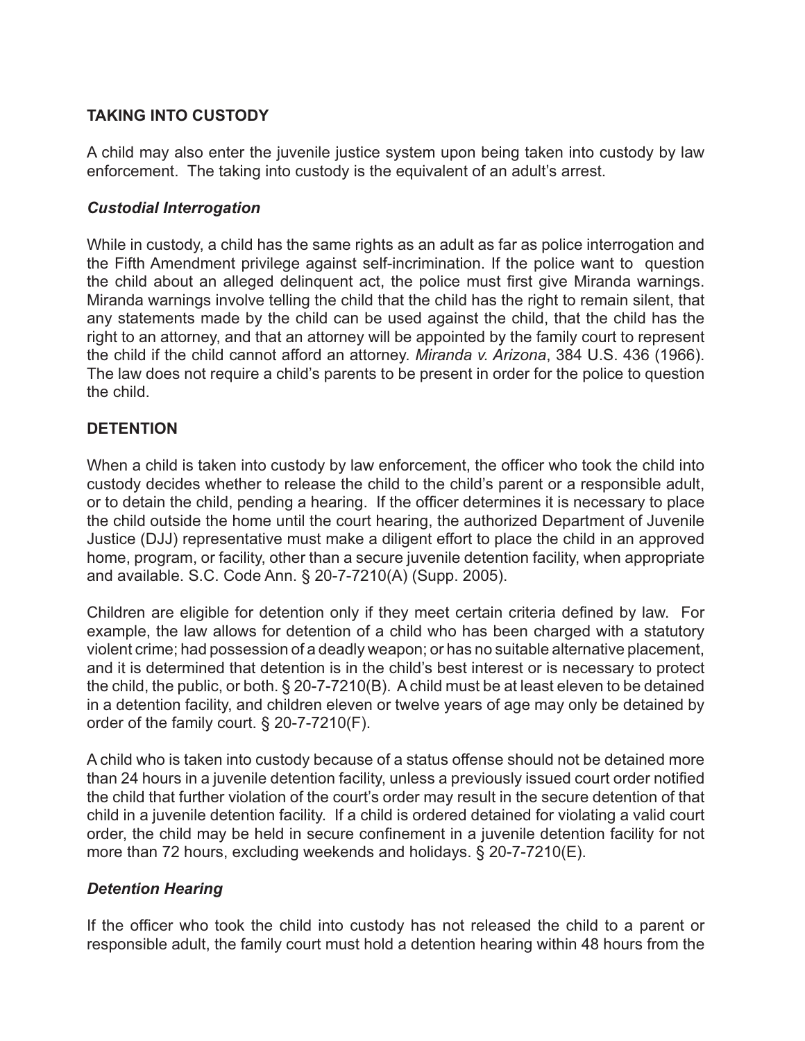## TAKING INTO CUSTODY

A child may also enter the juvenile justice system upon being taken into custody by law enforcement. The taking into custody is the equivalent of an adult's arrest.

### *Custodial Interrogation*

While in custody, a child has the same rights as an adult as far as police interrogation and the Fifth Amendment privilege against self-incrimination. If the police want to question the child about an alleged delinquent act, the police must first give Miranda warnings. Miranda warnings involve telling the child that the child has the right to remain silent, that any statements made by the child can be used against the child, that the child has the right to an attorney, and that an attorney will be appointed by the family court to represent the child if the child cannot afford an attorney. *Miranda v. Arizona*, 384 U.S. 436 (1966). The law does not require a child's parents to be present in order for the police to question the child.

## DETENTION

When a child is taken into custody by law enforcement, the officer who took the child into custody decides whether to release the child to the child's parent or a responsible adult, or to detain the child, pending a hearing. If the officer determines it is necessary to place the child outside the home until the court hearing, the authorized Department of Juvenile Justice (DJJ) representative must make a diligent effort to place the child in an approved home, program, or facility, other than a secure juvenile detention facility, when appropriate and available. S.C. Code Ann. § 20-7-7210(A) (Supp. 2005).

Children are eligible for detention only if they meet certain criteria defined by law. For example, the law allows for detention of a child who has been charged with a statutory violent crime; had possession of a deadly weapon; or has no suitable alternative placement, and it is determined that detention is in the child's best interest or is necessary to protect the child, the public, or both. § 20-7-7210(B). A child must be at least eleven to be detained in a detention facility, and children eleven or twelve years of age may only be detained by order of the family court. § 20-7-7210(F).

A child who is taken into custody because of a status offense should not be detained more than 24 hours in a juvenile detention facility, unless a previously issued court order notified the child that further violation of the court's order may result in the secure detention of that child in a juvenile detention facility. If a child is ordered detained for violating a valid court order, the child may be held in secure confinement in a juvenile detention facility for not more than 72 hours, excluding weekends and holidays. § 20-7-7210(E).

### *Detention Hearing*

If the officer who took the child into custody has not released the child to a parent or responsible adult, the family court must hold a detention hearing within 48 hours from the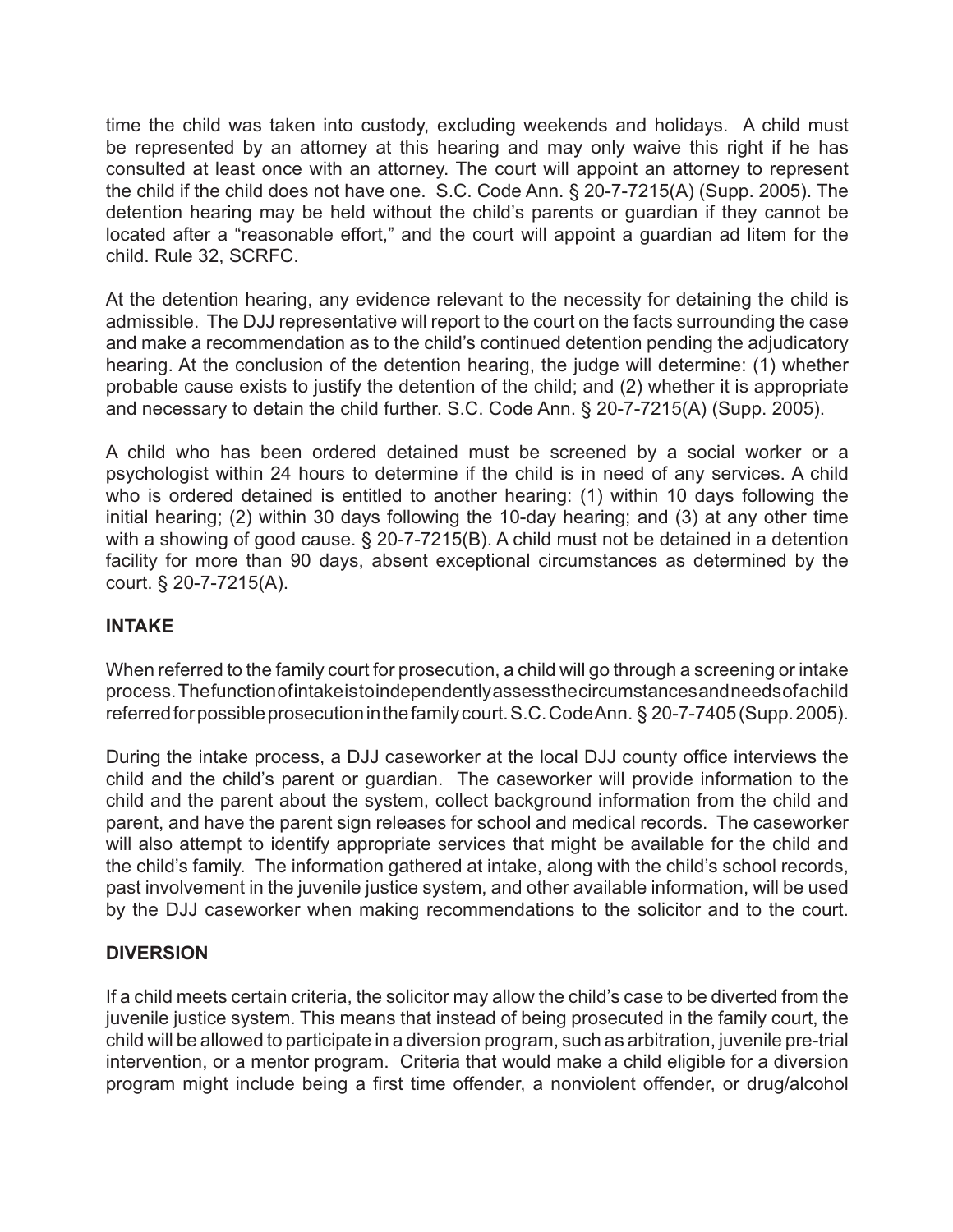time the child was taken into custody, excluding weekends and holidays. A child must be represented by an attorney at this hearing and may only waive this right if he has consulted at least once with an attorney. The court will appoint an attorney to represent the child if the child does not have one. S.C. Code Ann. § 20-7-7215(A) (Supp. 2005). The detention hearing may be held without the child's parents or guardian if they cannot be located after a "reasonable effort," and the court will appoint a guardian ad litem for the child. Rule 32, SCRFC.

At the detention hearing, any evidence relevant to the necessity for detaining the child is admissible. The DJJ representative will report to the court on the facts surrounding the case and make a recommendation as to the child's continued detention pending the adjudicatory hearing. At the conclusion of the detention hearing, the judge will determine: (1) whether probable cause exists to justify the detention of the child; and (2) whether it is appropriate and necessary to detain the child further. S.C. Code Ann. § 20-7-7215(A) (Supp. 2005).

A child who has been ordered detained must be screened by a social worker or a psychologist within 24 hours to determine if the child is in need of any services. A child who is ordered detained is entitled to another hearing: (1) within 10 days following the initial hearing; (2) within 30 days following the 10-day hearing; and (3) at any other time with a showing of good cause. § 20-7-7215(B). A child must not be detained in a detention facility for more than 90 days, absent exceptional circumstances as determined by the court. § 20-7-7215(A).

## INTAKE

When referred to the family court for prosecution, a child will go through a screening or intake process. The function of intake is to independently assess the circumstances and needs of a child referred for possible prosecution in the family court. S.C. Code Ann. § 20-7-7405 (Supp. 2005).

During the intake process, a DJJ caseworker at the local DJJ county office interviews the child and the child's parent or guardian. The caseworker will provide information to the child and the parent about the system, collect background information from the child and parent, and have the parent sign releases for school and medical records. The caseworker will also attempt to identify appropriate services that might be available for the child and the child's family. The information gathered at intake, along with the child's school records, past involvement in the juvenile justice system, and other available information, will be used by the DJJ caseworker when making recommendations to the solicitor and to the court.

## DIVERSION

If a child meets certain criteria, the solicitor may allow the child's case to be diverted from the juvenile justice system. This means that instead of being prosecuted in the family court, the child will be allowed to participate in a diversion program, such as arbitration, juvenile pre-trial intervention, or a mentor program. Criteria that would make a child eligible for a diversion program might include being a first time offender, a nonviolent offender, or drug/alcohol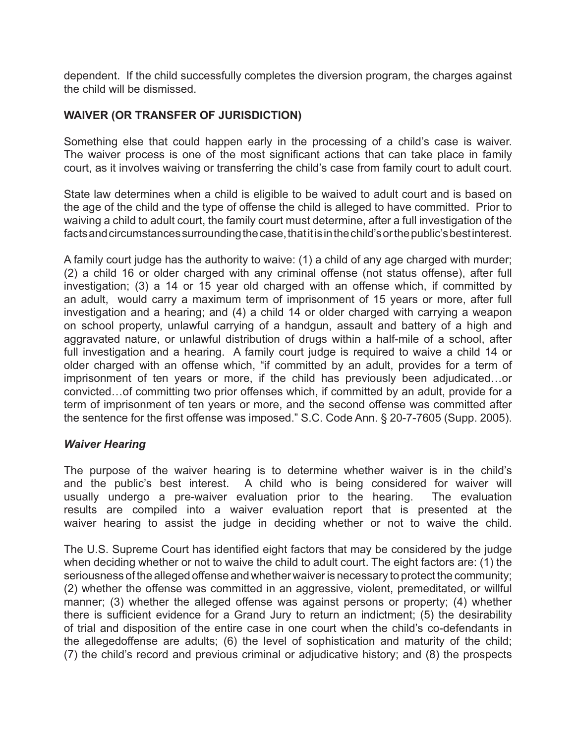dependent. If the child successfully completes the diversion program, the charges against the child will be dismissed.

## WAIVER (OR TRANSFER OF JURISDICTION)

Something else that could happen early in the processing of a child's case is waiver. The waiver process is one of the most significant actions that can take place in family court, as it involves waiving or transferring the child's case from family court to adult court.

State law determines when a child is eligible to be waived to adult court and is based on the age of the child and the type of offense the child is alleged to have committed. Prior to waiving a child to adult court, the family court must determine, after a full investigation of the facts and circumstances surrounding the case, that it is in the child's or the public's best interest.

A family court judge has the authority to waive: (1) a child of any age charged with murder; (2) a child 16 or older charged with any criminal offense (not status offense), after full investigation; (3) a 14 or 15 year old charged with an offense which, if committed by an adult, would carry a maximum term of imprisonment of 15 years or more, after full investigation and a hearing; and (4) a child 14 or older charged with carrying a weapon on school property, unlawful carrying of a handgun, assault and battery of a high and aggravated nature, or unlawful distribution of drugs within a half-mile of a school, after full investigation and a hearing. A family court judge is required to waive a child 14 or older charged with an offense which, "if committed by an adult, provides for a term of imprisonment of ten years or more, if the child has previously been adjudicated…or convicted…of committing two prior offenses which, if committed by an adult, provide for a term of imprisonment of ten years or more, and the second offense was committed after the sentence for the first offense was imposed." S.C. Code Ann. § 20-7-7605 (Supp. 2005).

### *Waiver Hearing*

The purpose of the waiver hearing is to determine whether waiver is in the child's and the public's best interest. A child who is being considered for waiver will usually undergo a pre-waiver evaluation prior to the hearing. The evaluation results are compiled into a waiver evaluation report that is presented at the waiver hearing to assist the judge in deciding whether or not to waive the child.

The U.S. Supreme Court has identified eight factors that may be considered by the judge when deciding whether or not to waive the child to adult court. The eight factors are: (1) the seriousness of the alleged offense and whether waiver is necessary to protect the community; (2) whether the offense was committed in an aggressive, violent, premeditated, or willful manner; (3) whether the alleged offense was against persons or property; (4) whether there is sufficient evidence for a Grand Jury to return an indictment; (5) the desirability of trial and disposition of the entire case in one court when the child's co-defendants in the allegedoffense are adults; (6) the level of sophistication and maturity of the child; (7) the child's record and previous criminal or adjudicative history; and (8) the prospects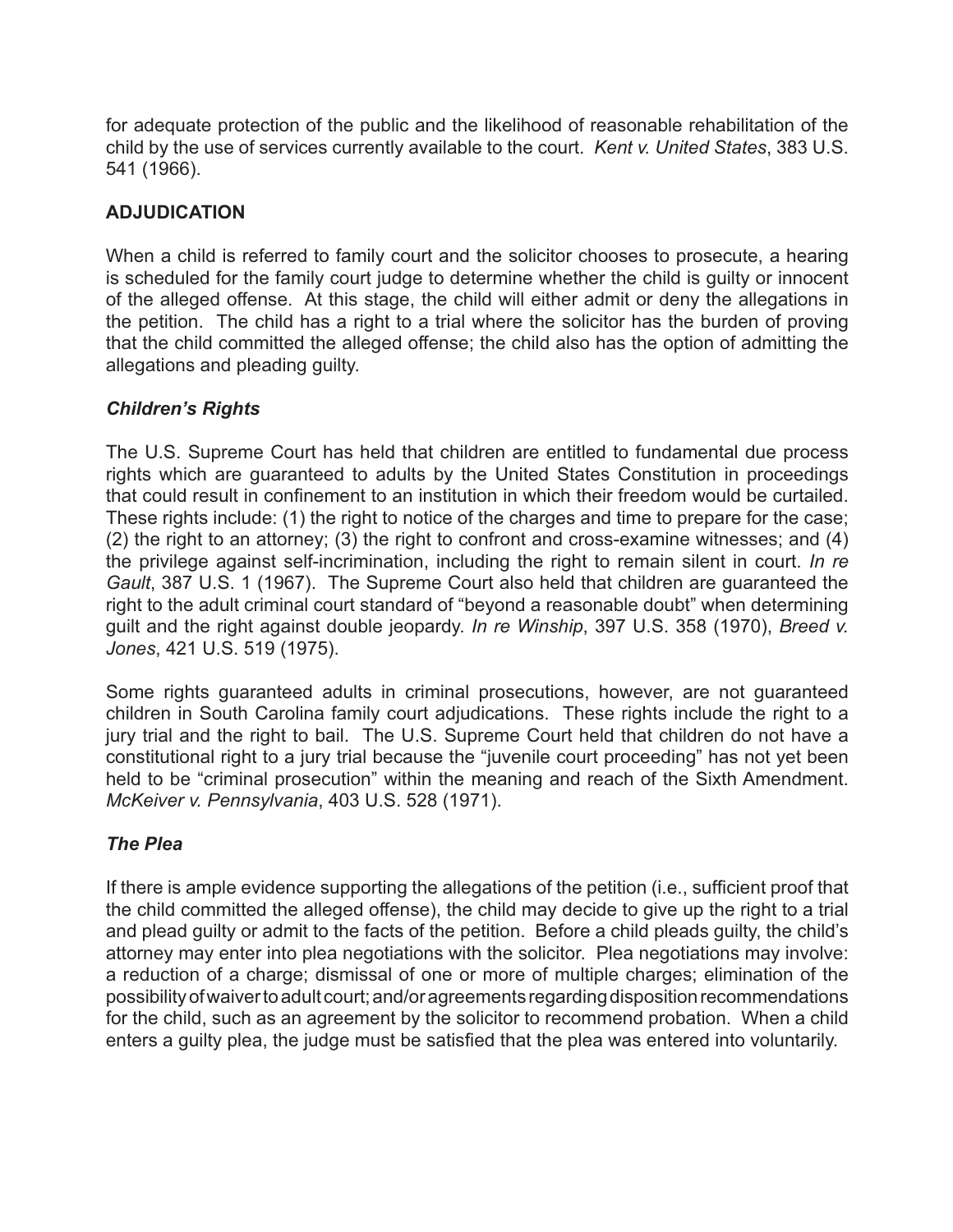for adequate protection of the public and the likelihood of reasonable rehabilitation of the child by the use of services currently available to the court. *Kent v. United States*, 383 U.S. 541 (1966).

## ADJUDICATION

When a child is referred to family court and the solicitor chooses to prosecute, a hearing is scheduled for the family court judge to determine whether the child is guilty or innocent of the alleged offense. At this stage, the child will either admit or deny the allegations in the petition. The child has a right to a trial where the solicitor has the burden of proving that the child committed the alleged offense; the child also has the option of admitting the allegations and pleading guilty.

### *Children's Rights*

The U.S. Supreme Court has held that children are entitled to fundamental due process rights which are guaranteed to adults by the United States Constitution in proceedings that could result in confinement to an institution in which their freedom would be curtailed. These rights include: (1) the right to notice of the charges and time to prepare for the case; (2) the right to an attorney; (3) the right to confront and cross-examine witnesses; and (4) the privilege against self-incrimination, including the right to remain silent in court. *In re Gault*, 387 U.S. 1 (1967). The Supreme Court also held that children are guaranteed the right to the adult criminal court standard of "beyond a reasonable doubt" when determining guilt and the right against double jeopardy. *In re Winship*, 397 U.S. 358 (1970), *Breed v. Jones*, 421 U.S. 519 (1975).

Some rights guaranteed adults in criminal prosecutions, however, are not guaranteed children in South Carolina family court adjudications. These rights include the right to a jury trial and the right to bail. The U.S. Supreme Court held that children do not have a constitutional right to a jury trial because the "juvenile court proceeding" has not yet been held to be "criminal prosecution" within the meaning and reach of the Sixth Amendment. *McKeiver v. Pennsylvania*, 403 U.S. 528 (1971).

### *The Plea*

If there is ample evidence supporting the allegations of the petition (i.e., sufficient proof that the child committed the alleged offense), the child may decide to give up the right to a trial and plead guilty or admit to the facts of the petition. Before a child pleads guilty, the child's attorney may enter into plea negotiations with the solicitor. Plea negotiations may involve: a reduction of a charge; dismissal of one or more of multiple charges; elimination of the possibility of waiver to adult court; and/or agreements regarding disposition recommendations for the child, such as an agreement by the solicitor to recommend probation. When a child enters a guilty plea, the judge must be satisfied that the plea was entered into voluntarily.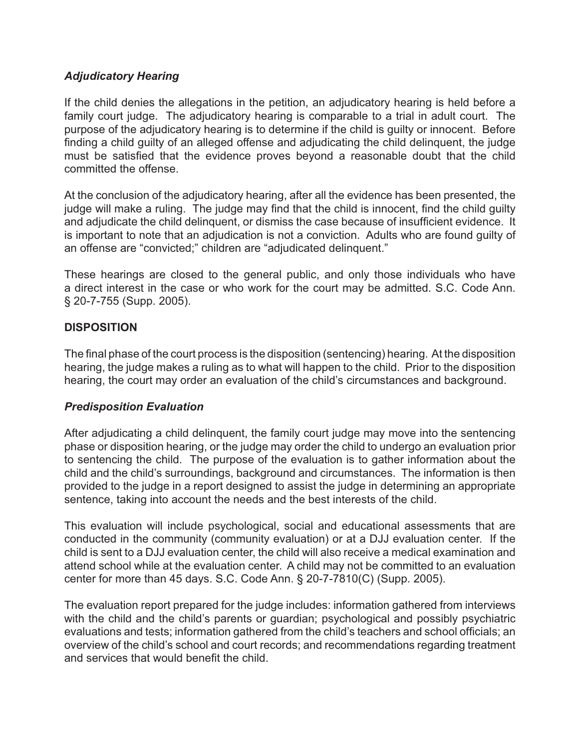### *Adjudicatory Hearing*

If the child denies the allegations in the petition, an adjudicatory hearing is held before a family court judge. The adjudicatory hearing is comparable to a trial in adult court. The purpose of the adjudicatory hearing is to determine if the child is guilty or innocent. Before finding a child guilty of an alleged offense and adjudicating the child delinquent, the judge must be satisfied that the evidence proves beyond a reasonable doubt that the child committed the offense.

At the conclusion of the adjudicatory hearing, after all the evidence has been presented, the judge will make a ruling. The judge may find that the child is innocent, find the child guilty and adjudicate the child delinquent, or dismiss the case because of insufficient evidence. It is important to note that an adjudication is not a conviction. Adults who are found guilty of an offense are "convicted;" children are "adjudicated delinquent."

These hearings are closed to the general public, and only those individuals who have a direct interest in the case or who work for the court may be admitted. S.C. Code Ann. § 20-7-755 (Supp. 2005).

## DISPOSITION

The final phase of the court process is the disposition (sentencing) hearing. At the disposition hearing, the judge makes a ruling as to what will happen to the child. Prior to the disposition hearing, the court may order an evaluation of the child's circumstances and background.

### *Predisposition Evaluation*

After adjudicating a child delinquent, the family court judge may move into the sentencing phase or disposition hearing, or the judge may order the child to undergo an evaluation prior to sentencing the child. The purpose of the evaluation is to gather information about the child and the child's surroundings, background and circumstances. The information is then provided to the judge in a report designed to assist the judge in determining an appropriate sentence, taking into account the needs and the best interests of the child.

This evaluation will include psychological, social and educational assessments that are conducted in the community (community evaluation) or at a DJJ evaluation center. If the child is sent to a DJJ evaluation center, the child will also receive a medical examination and attend school while at the evaluation center. A child may not be committed to an evaluation center for more than 45 days. S.C. Code Ann. § 20-7-7810(C) (Supp. 2005).

The evaluation report prepared for the judge includes: information gathered from interviews with the child and the child's parents or guardian; psychological and possibly psychiatric evaluations and tests; information gathered from the child's teachers and school officials; an overview of the child's school and court records; and recommendations regarding treatment and services that would benefit the child.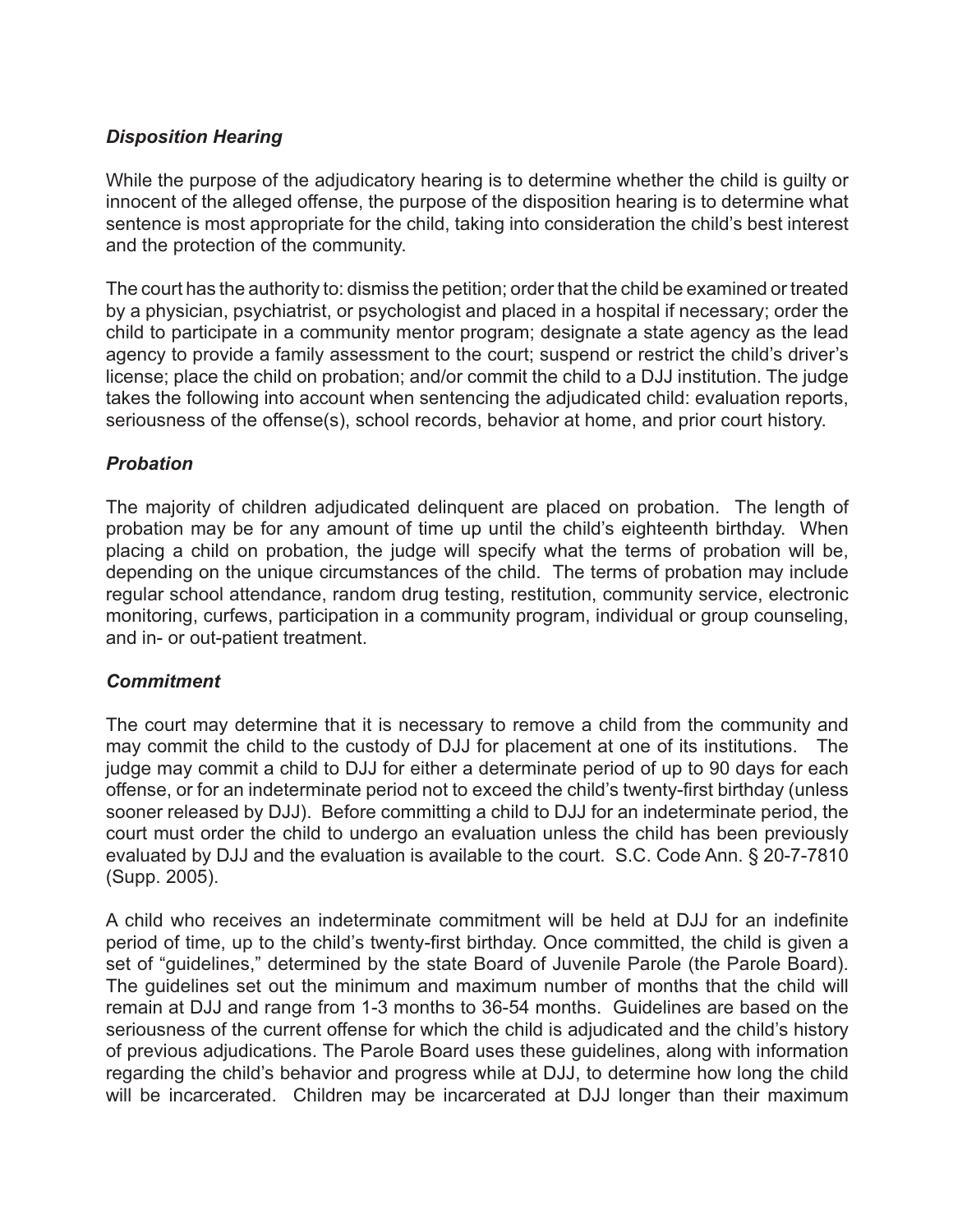### *Disposition Hearing*

While the purpose of the adjudicatory hearing is to determine whether the child is guilty or innocent of the alleged offense, the purpose of the disposition hearing is to determine what sentence is most appropriate for the child, taking into consideration the child's best interest and the protection of the community.

The court has the authority to: dismiss the petition; order that the child be examined or treated by a physician, psychiatrist, or psychologist and placed in a hospital if necessary; order the child to participate in a community mentor program; designate a state agency as the lead agency to provide a family assessment to the court; suspend or restrict the child's driver's license; place the child on probation; and/or commit the child to a DJJ institution. The judge takes the following into account when sentencing the adjudicated child: evaluation reports, seriousness of the offense(s), school records, behavior at home, and prior court history.

### *Probation*

The majority of children adjudicated delinquent are placed on probation. The length of probation may be for any amount of time up until the child's eighteenth birthday. When placing a child on probation, the judge will specify what the terms of probation will be, depending on the unique circumstances of the child. The terms of probation may include regular school attendance, random drug testing, restitution, community service, electronic monitoring, curfews, participation in a community program, individual or group counseling, and in- or out-patient treatment.

### *Commitment*

The court may determine that it is necessary to remove a child from the community and may commit the child to the custody of DJJ for placement at one of its institutions. The judge may commit a child to DJJ for either a determinate period of up to 90 days for each offense, or for an indeterminate period not to exceed the child's twenty-first birthday (unless sooner released by DJJ). Before committing a child to DJJ for an indeterminate period, the court must order the child to undergo an evaluation unless the child has been previously evaluated by DJJ and the evaluation is available to the court. S.C. Code Ann. § 20-7-7810 (Supp. 2005).

A child who receives an indeterminate commitment will be held at DJJ for an indefinite period of time, up to the child's twenty-first birthday. Once committed, the child is given a set of "guidelines," determined by the state Board of Juvenile Parole (the Parole Board). The guidelines set out the minimum and maximum number of months that the child will remain at DJJ and range from 1-3 months to 36-54 months. Guidelines are based on the seriousness of the current offense for which the child is adjudicated and the child's history of previous adjudications. The Parole Board uses these guidelines, along with information regarding the child's behavior and progress while at DJJ, to determine how long the child will be incarcerated. Children may be incarcerated at DJJ longer than their maximum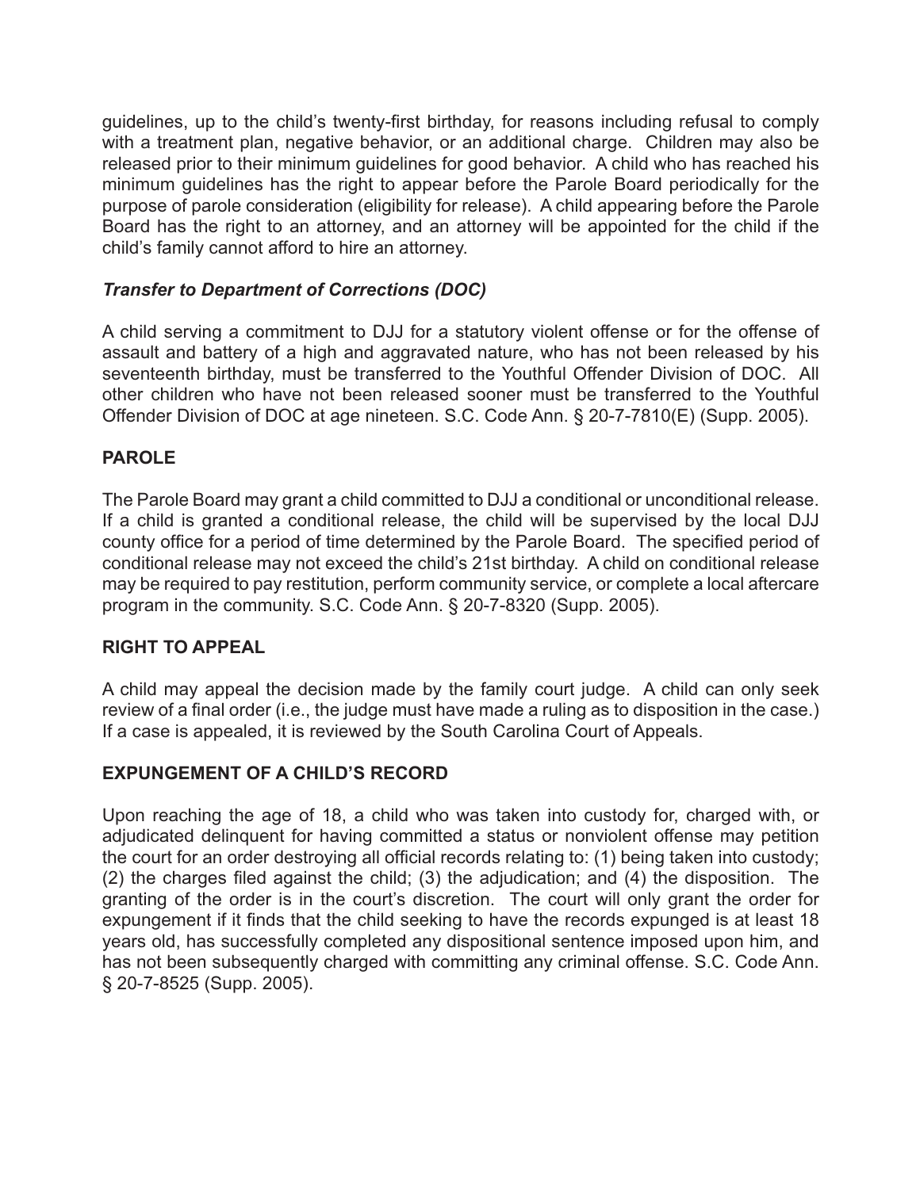guidelines, up to the child's twenty-first birthday, for reasons including refusal to comply with a treatment plan, negative behavior, or an additional charge. Children may also be released prior to their minimum guidelines for good behavior. A child who has reached his minimum guidelines has the right to appear before the Parole Board periodically for the purpose of parole consideration (eligibility for release). A child appearing before the Parole Board has the right to an attorney, and an attorney will be appointed for the child if the child's family cannot afford to hire an attorney.

### *Transfer to Department of Corrections (DOC)*

A child serving a commitment to DJJ for a statutory violent offense or for the offense of assault and battery of a high and aggravated nature, who has not been released by his seventeenth birthday, must be transferred to the Youthful Offender Division of DOC. All other children who have not been released sooner must be transferred to the Youthful Offender Division of DOC at age nineteen. S.C. Code Ann. § 20-7-7810(E) (Supp. 2005).

## PAROLE

The Parole Board may grant a child committed to DJJ a conditional or unconditional release. If a child is granted a conditional release, the child will be supervised by the local DJJ county office for a period of time determined by the Parole Board. The specified period of conditional release may not exceed the child's 21st birthday. A child on conditional release may be required to pay restitution, perform community service, or complete a local aftercare program in the community. S.C. Code Ann. § 20-7-8320 (Supp. 2005).

## RIGHT TO APPEAL

A child may appeal the decision made by the family court judge. A child can only seek review of a final order (i.e., the judge must have made a ruling as to disposition in the case.) If a case is appealed, it is reviewed by the South Carolina Court of Appeals.

## EXPUNGEMENT OF A CHILD'S RECORD

Upon reaching the age of 18, a child who was taken into custody for, charged with, or adjudicated delinquent for having committed a status or nonviolent offense may petition the court for an order destroying all official records relating to: (1) being taken into custody; (2) the charges filed against the child; (3) the adjudication; and (4) the disposition. The granting of the order is in the court's discretion. The court will only grant the order for expungement if it finds that the child seeking to have the records expunged is at least 18 years old, has successfully completed any dispositional sentence imposed upon him, and has not been subsequently charged with committing any criminal offense. S.C. Code Ann. § 20-7-8525 (Supp. 2005).